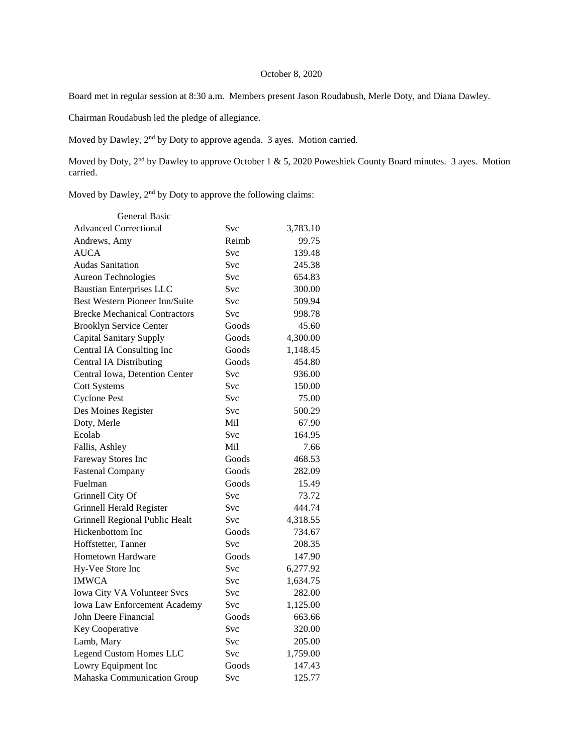October 8, 2020

Board met in regular session at 8:30 a.m. Members present Jason Roudabush, Merle Doty, and Diana Dawley.

Chairman Roudabush led the pledge of allegiance.

Moved by Dawley, 2nd by Doty to approve agenda. 3 ayes. Motion carried.

Moved by Doty, 2nd by Dawley to approve October 1 & 5, 2020 Poweshiek County Board minutes. 3 ayes. Motion carried.

Moved by Dawley, 2nd by Doty to approve the following claims:

| General Basic | | |
|---|---|---|
| Advanced Correctional | Svc | 3,783.10 |
| Andrews, Amy | Reimb | 99.75 |
| AUCA | Svc | 139.48 |
| Audas Sanitation | Svc | 245.38 |
| Aureon Technologies | Svc | 654.83 |
| Baustian Enterprises LLC | Svc | 300.00 |
| Best Western Pioneer Inn/Suite | Svc | 509.94 |
| Brecke Mechanical Contractors | Svc | 998.78 |
| Brooklyn Service Center | Goods | 45.60 |
| Capital Sanitary Supply | Goods | 4,300.00 |
| Central IA Consulting Inc | Goods | 1,148.45 |
| Central IA Distributing | Goods | 454.80 |
| Central Iowa, Detention Center | Svc | 936.00 |
| Cott Systems | Svc | 150.00 |
| Cyclone Pest | Svc | 75.00 |
| Des Moines Register | Svc | 500.29 |
| Doty, Merle | Mil | 67.90 |
| Ecolab | Svc | 164.95 |
| Fallis, Ashley | Mil | 7.66 |
| Fareway Stores Inc | Goods | 468.53 |
| Fastenal Company | Goods | 282.09 |
| Fuelman | Goods | 15.49 |
| Grinnell City Of | Svc | 73.72 |
| Grinnell Herald Register | Svc | 444.74 |
| Grinnell Regional Public Healt | Svc | 4,318.55 |
| Hickenbottom Inc | Goods | 734.67 |
| Hoffstetter, Tanner | Svc | 208.35 |
| Hometown Hardware | Goods | 147.90 |
| Hy-Vee Store Inc | Svc | 6,277.92 |
| IMWCA | Svc | 1,634.75 |
| Iowa City VA Volunteer Svcs | Svc | 282.00 |
| Iowa Law Enforcement Academy | Svc | 1,125.00 |
| John Deere Financial | Goods | 663.66 |
| Key Cooperative | Svc | 320.00 |
| Lamb, Mary | Svc | 205.00 |
| Legend Custom Homes LLC | Svc | 1,759.00 |
| Lowry Equipment Inc | Goods | 147.43 |
| Mahaska Communication Group | Svc | 125.77 |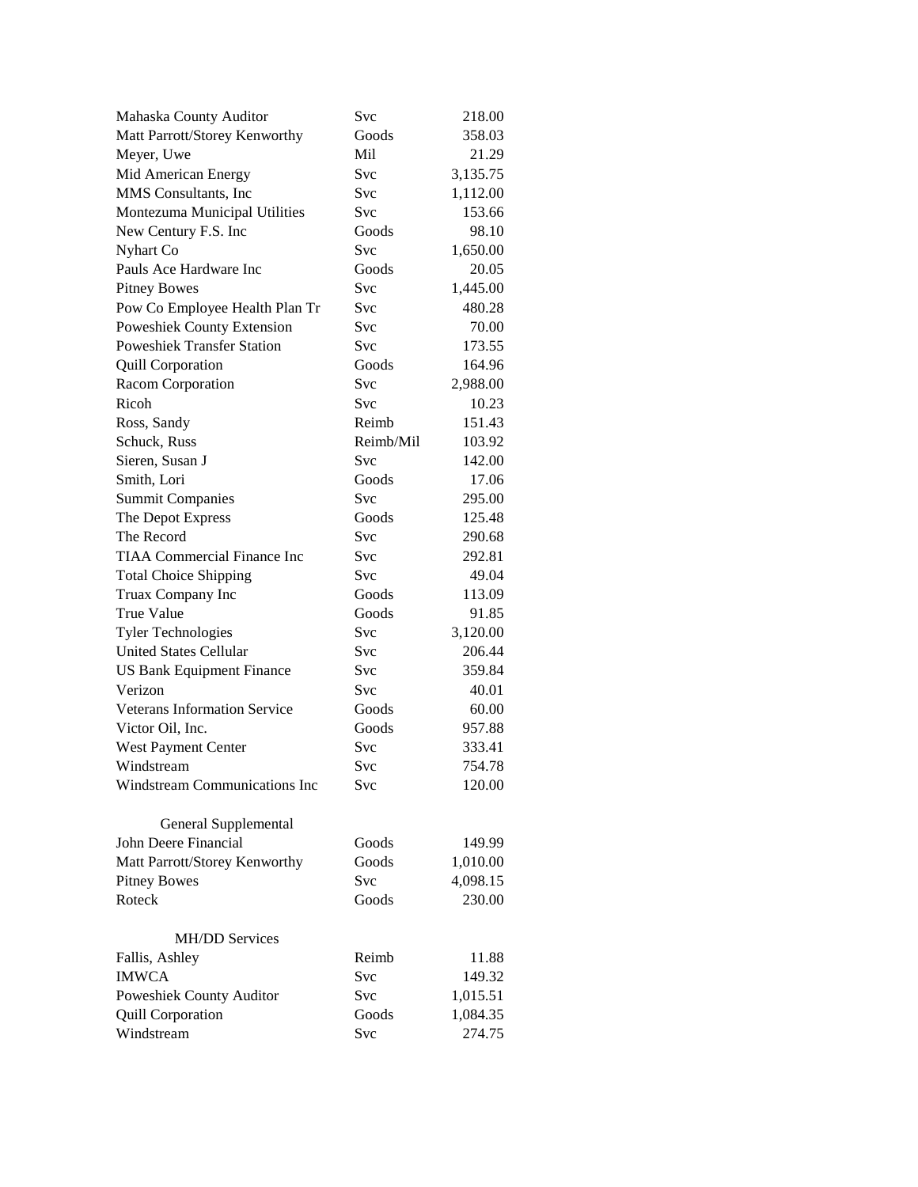| | | |
|---|---|---|
| Mahaska County Auditor | Svc | 218.00 |
| Matt Parrott/Storey Kenworthy | Goods | 358.03 |
| Meyer, Uwe | Mil | 21.29 |
| Mid American Energy | Svc | 3,135.75 |
| MMS Consultants, Inc | Svc | 1,112.00 |
| Montezuma Municipal Utilities | Svc | 153.66 |
| New Century F.S. Inc | Goods | 98.10 |
| Nyhart Co | Svc | 1,650.00 |
| Pauls Ace Hardware Inc | Goods | 20.05 |
| Pitney Bowes | Svc | 1,445.00 |
| Pow Co Employee Health Plan Tr | Svc | 480.28 |
| Poweshiek County Extension | Svc | 70.00 |
| Poweshiek Transfer Station | Svc | 173.55 |
| Quill Corporation | Goods | 164.96 |
| Racom Corporation | Svc | 2,988.00 |
| Ricoh | Svc | 10.23 |
| Ross, Sandy | Reimb | 151.43 |
| Schuck, Russ | Reimb/Mil | 103.92 |
| Sieren, Susan J | Svc | 142.00 |
| Smith, Lori | Goods | 17.06 |
| Summit Companies | Svc | 295.00 |
| The Depot Express | Goods | 125.48 |
| The Record | Svc | 290.68 |
| TIAA Commercial Finance Inc | Svc | 292.81 |
| Total Choice Shipping | Svc | 49.04 |
| Truax Company Inc | Goods | 113.09 |
| True Value | Goods | 91.85 |
| Tyler Technologies | Svc | 3,120.00 |
| United States Cellular | Svc | 206.44 |
| US Bank Equipment Finance | Svc | 359.84 |
| Verizon | Svc | 40.01 |
| Veterans Information Service | Goods | 60.00 |
| Victor Oil, Inc. | Goods | 957.88 |
| West Payment Center | Svc | 333.41 |
| Windstream | Svc | 754.78 |
| Windstream Communications Inc | Svc | 120.00 |
| | | |
| **General Supplemental** | | |
| John Deere Financial | Goods | 149.99 |
| Matt Parrott/Storey Kenworthy | Goods | 1,010.00 |
| Pitney Bowes | Svc | 4,098.15 |
| Roteck | Goods | 230.00 |
| | | |
| **MH/DD Services** | | |
| Fallis, Ashley | Reimb | 11.88 |
| IMWCA | Svc | 149.32 |
| Poweshiek County Auditor | Svc | 1,015.51 |
| Quill Corporation | Goods | 1,084.35 |
| Windstream | Svc | 274.75 |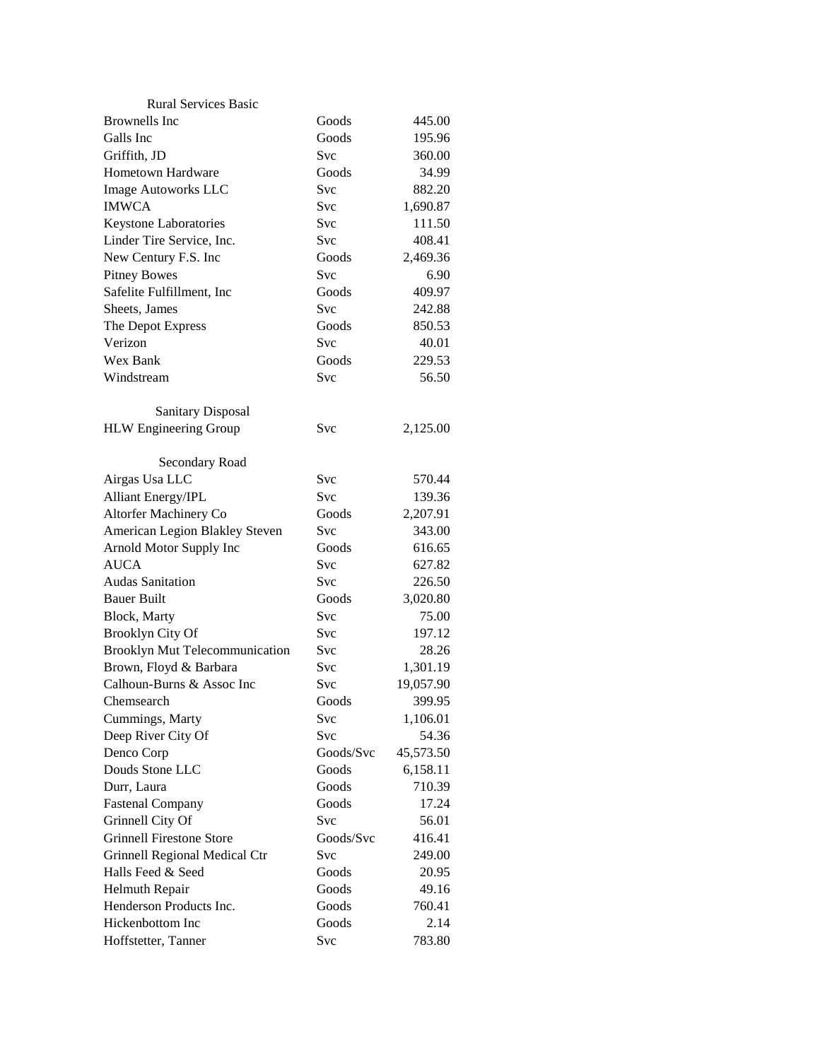| Rural Services Basic | | |
|---|---|---|
| Brownells Inc | Goods | 445.00 |
| Galls Inc | Goods | 195.96 |
| Griffith, JD | Svc | 360.00 |
| Hometown Hardware | Goods | 34.99 |
| Image Autoworks LLC | Svc | 882.20 |
| IMWCA | Svc | 1,690.87 |
| Keystone Laboratories | Svc | 111.50 |
| Linder Tire Service, Inc. | Svc | 408.41 |
| New Century F.S. Inc | Goods | 2,469.36 |
| Pitney Bowes | Svc | 6.90 |
| Safelite Fulfillment, Inc | Goods | 409.97 |
| Sheets, James | Svc | 242.88 |
| The Depot Express | Goods | 850.53 |
| Verizon | Svc | 40.01 |
| Wex Bank | Goods | 229.53 |
| Windstream | Svc | 56.50 |
| | | |
| Sanitary Disposal | | |
| HLW Engineering Group | Svc | 2,125.00 |
| | | |
| Secondary Road | | |
| Airgas Usa LLC | Svc | 570.44 |
| Alliant Energy/IPL | Svc | 139.36 |
| Altorfer Machinery Co | Goods | 2,207.91 |
| American Legion Blakley Steven | Svc | 343.00 |
| Arnold Motor Supply Inc | Goods | 616.65 |
| AUCA | Svc | 627.82 |
| Audas Sanitation | Svc | 226.50 |
| Bauer Built | Goods | 3,020.80 |
| Block, Marty | Svc | 75.00 |
| Brooklyn City Of | Svc | 197.12 |
| Brooklyn Mut Telecommunication | Svc | 28.26 |
| Brown, Floyd & Barbara | Svc | 1,301.19 |
| Calhoun-Burns & Assoc Inc | Svc | 19,057.90 |
| Chemsearch | Goods | 399.95 |
| Cummings, Marty | Svc | 1,106.01 |
| Deep River City Of | Svc | 54.36 |
| Denco Corp | Goods/Svc | 45,573.50 |
| Douds Stone LLC | Goods | 6,158.11 |
| Durr, Laura | Goods | 710.39 |
| Fastenal Company | Goods | 17.24 |
| Grinnell City Of | Svc | 56.01 |
| Grinnell Firestone Store | Goods/Svc | 416.41 |
| Grinnell Regional Medical Ctr | Svc | 249.00 |
| Halls Feed & Seed | Goods | 20.95 |
| Helmuth Repair | Goods | 49.16 |
| Henderson Products Inc. | Goods | 760.41 |
| Hickenbottom Inc | Goods | 2.14 |
| Hoffstetter, Tanner | Svc | 783.80 |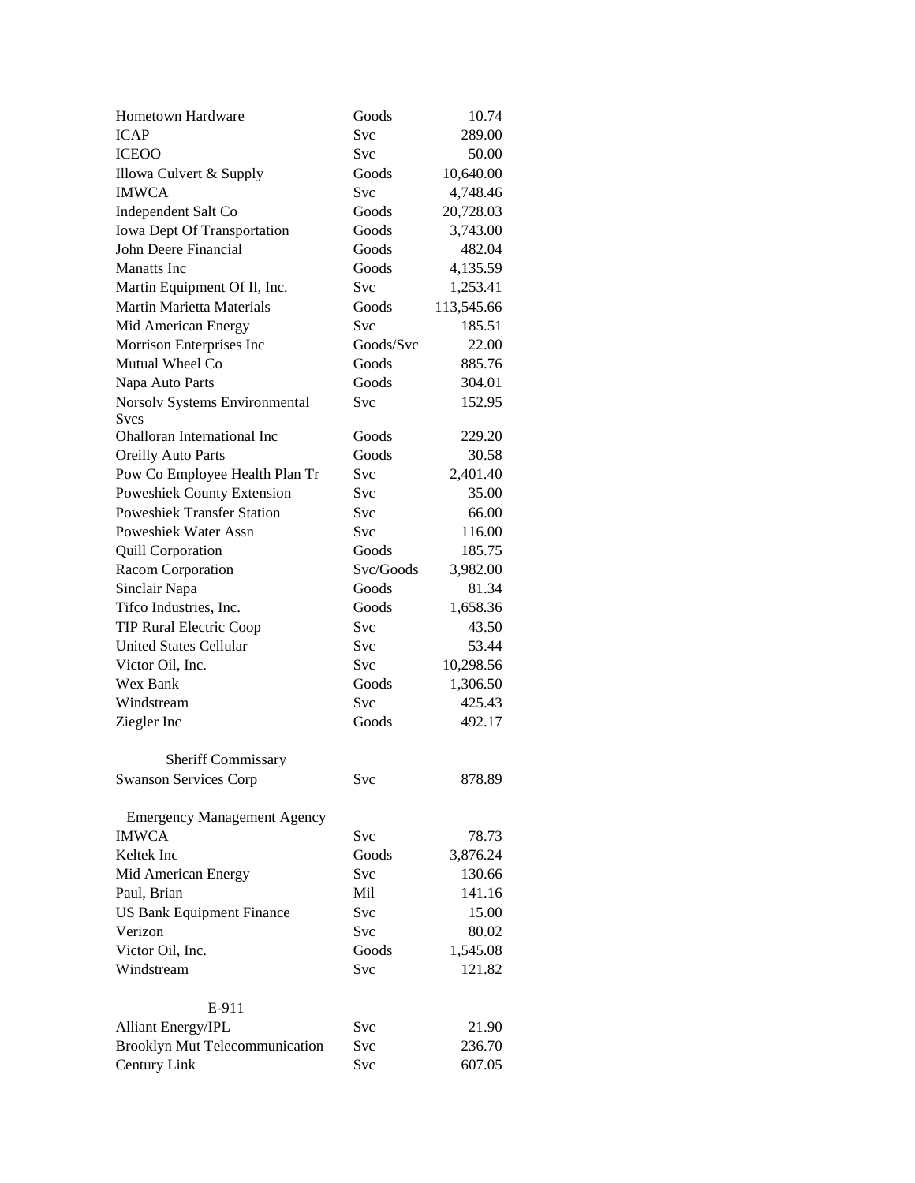| | | |
|---|---|---|
| Hometown Hardware | Goods | 10.74 |
| ICAP | Svc | 289.00 |
| ICEOO | Svc | 50.00 |
| Illowa Culvert & Supply | Goods | 10,640.00 |
| IMWCA | Svc | 4,748.46 |
| Independent Salt Co | Goods | 20,728.03 |
| Iowa Dept Of Transportation | Goods | 3,743.00 |
| John Deere Financial | Goods | 482.04 |
| Manatts Inc | Goods | 4,135.59 |
| Martin Equipment Of Il, Inc. | Svc | 1,253.41 |
| Martin Marietta Materials | Goods | 113,545.66 |
| Mid American Energy | Svc | 185.51 |
| Morrison Enterprises Inc | Goods/Svc | 22.00 |
| Mutual Wheel Co | Goods | 885.76 |
| Napa Auto Parts | Goods | 304.01 |
| Norsolv Systems Environmental Svcs | Svc | 152.95 |
| Ohalloran International Inc | Goods | 229.20 |
| Oreilly Auto Parts | Goods | 30.58 |
| Pow Co Employee Health Plan Tr | Svc | 2,401.40 |
| Poweshiek County Extension | Svc | 35.00 |
| Poweshiek Transfer Station | Svc | 66.00 |
| Poweshiek Water Assn | Svc | 116.00 |
| Quill Corporation | Goods | 185.75 |
| Racom Corporation | Svc/Goods | 3,982.00 |
| Sinclair Napa | Goods | 81.34 |
| Tifco Industries, Inc. | Goods | 1,658.36 |
| TIP Rural Electric Coop | Svc | 43.50 |
| United States Cellular | Svc | 53.44 |
| Victor Oil, Inc. | Svc | 10,298.56 |
| Wex Bank | Goods | 1,306.50 |
| Windstream | Svc | 425.43 |
| Ziegler Inc | Goods | 492.17 |
| **Sheriff Commissary** | | |
| Swanson Services Corp | Svc | 878.89 |
| **Emergency Management Agency** | | |
| IMWCA | Svc | 78.73 |
| Keltek Inc | Goods | 3,876.24 |
| Mid American Energy | Svc | 130.66 |
| Paul, Brian | Mil | 141.16 |
| US Bank Equipment Finance | Svc | 15.00 |
| Verizon | Svc | 80.02 |
| Victor Oil, Inc. | Goods | 1,545.08 |
| Windstream | Svc | 121.82 |
| **E-911** | | |
| Alliant Energy/IPL | Svc | 21.90 |
| Brooklyn Mut Telecommunication | Svc | 236.70 |
| Century Link | Svc | 607.05 |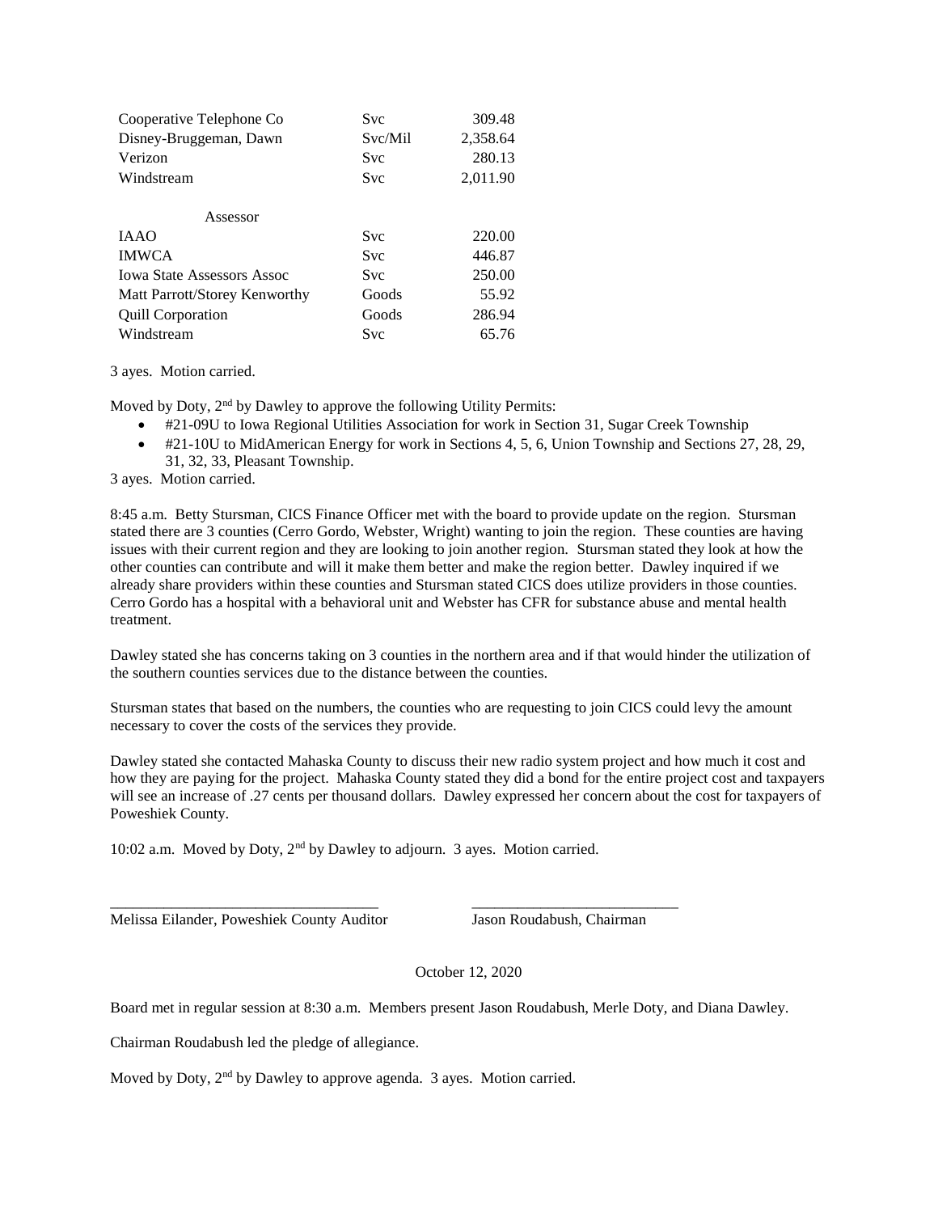| | | |
|---|---|---|
| Cooperative Telephone Co | Svc | 309.48 |
| Disney-Bruggeman, Dawn | Svc/Mil | 2,358.64 |
| Verizon | Svc | 280.13 |
| Windstream | Svc | 2,011.90 |
| **Assessor** | | |
| IAAO | Svc | 220.00 |
| IMWCA | Svc | 446.87 |
| Iowa State Assessors Assoc | Svc | 250.00 |
| Matt Parrott/Storey Kenworthy | Goods | 55.92 |
| Quill Corporation | Goods | 286.94 |
| Windstream | Svc | 65.76 |

3 ayes. Motion carried.

Moved by Doty, 2nd by Dawley to approve the following Utility Permits:

- #21-09U to Iowa Regional Utilities Association for work in Section 31, Sugar Creek Township
- #21-10U to MidAmerican Energy for work in Sections 4, 5, 6, Union Township and Sections 27, 28, 29, 31, 32, 33, Pleasant Township.

3 ayes. Motion carried.

8:45 a.m. Betty Stursman, CICS Finance Officer met with the board to provide update on the region. Stursman stated there are 3 counties (Cerro Gordo, Webster, Wright) wanting to join the region. These counties are having issues with their current region and they are looking to join another region. Stursman stated they look at how the other counties can contribute and will it make them better and make the region better. Dawley inquired if we already share providers within these counties and Stursman stated CICS does utilize providers in those counties. Cerro Gordo has a hospital with a behavioral unit and Webster has CFR for substance abuse and mental health treatment.

Dawley stated she has concerns taking on 3 counties in the northern area and if that would hinder the utilization of the southern counties services due to the distance between the counties.

Stursman states that based on the numbers, the counties who are requesting to join CICS could levy the amount necessary to cover the costs of the services they provide.

Dawley stated she contacted Mahaska County to discuss their new radio system project and how much it cost and how they are paying for the project. Mahaska County stated they did a bond for the entire project cost and taxpayers will see an increase of .27 cents per thousand dollars. Dawley expressed her concern about the cost for taxpayers of Poweshiek County.

10:02 a.m. Moved by Doty, 2nd by Dawley to adjourn. 3 ayes. Motion carried.

\_\_\_\_\_\_\_\_\_\_\_\_\_\_\_\_\_\_\_\_\_\_\_\_\_\_\_\_\_\_\_\_\_\_\_ \_\_\_\_\_\_\_\_\_\_\_\_\_\_\_\_\_\_\_\_\_\_\_\_\_\_\_\_

Melissa Eilander, Poweshiek County Auditor Jason Roudabush, Chairman

October 12, 2020

Board met in regular session at 8:30 a.m. Members present Jason Roudabush, Merle Doty, and Diana Dawley.

Chairman Roudabush led the pledge of allegiance.

Moved by Doty, 2nd by Dawley to approve agenda. 3 ayes. Motion carried.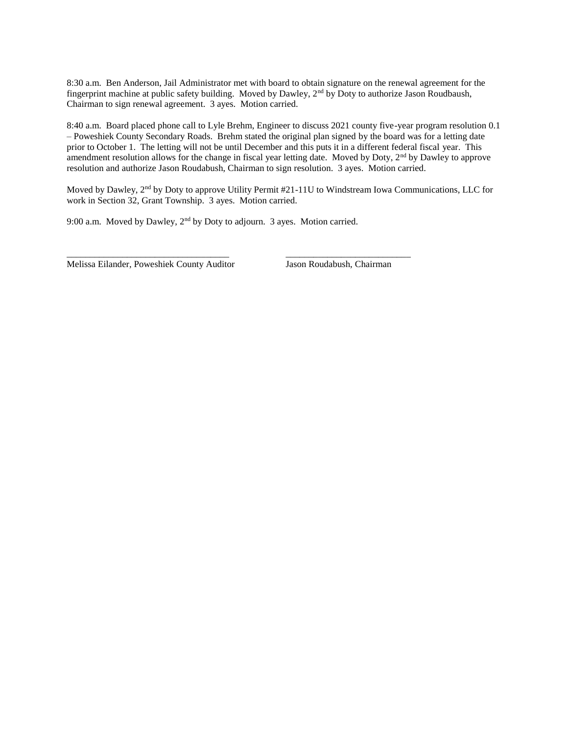8:30 a.m. Ben Anderson, Jail Administrator met with board to obtain signature on the renewal agreement for the fingerprint machine at public safety building. Moved by Dawley, 2nd by Doty to authorize Jason Roudbaush, Chairman to sign renewal agreement. 3 ayes. Motion carried.

8:40 a.m. Board placed phone call to Lyle Brehm, Engineer to discuss 2021 county five-year program resolution 0.1 – Poweshiek County Secondary Roads. Brehm stated the original plan signed by the board was for a letting date prior to October 1. The letting will not be until December and this puts it in a different federal fiscal year. This amendment resolution allows for the change in fiscal year letting date. Moved by Doty, 2nd by Dawley to approve resolution and authorize Jason Roudabush, Chairman to sign resolution. 3 ayes. Motion carried.

Moved by Dawley, 2nd by Doty to approve Utility Permit #21-11U to Windstream Iowa Communications, LLC for work in Section 32, Grant Township. 3 ayes. Motion carried.

9:00 a.m. Moved by Dawley, 2nd by Doty to adjourn. 3 ayes. Motion carried.

\_\_\_\_\_\_\_\_\_\_\_\_\_\_\_\_\_\_\_\_\_\_\_\_\_\_\_\_\_\_\_\_\_\_\_
Melissa Eilander, Poweshiek County Auditor

\_\_\_\_\_\_\_\_\_\_\_\_\_\_\_\_\_\_\_\_\_\_\_\_\_\_\_
Jason Roudabush, Chairman